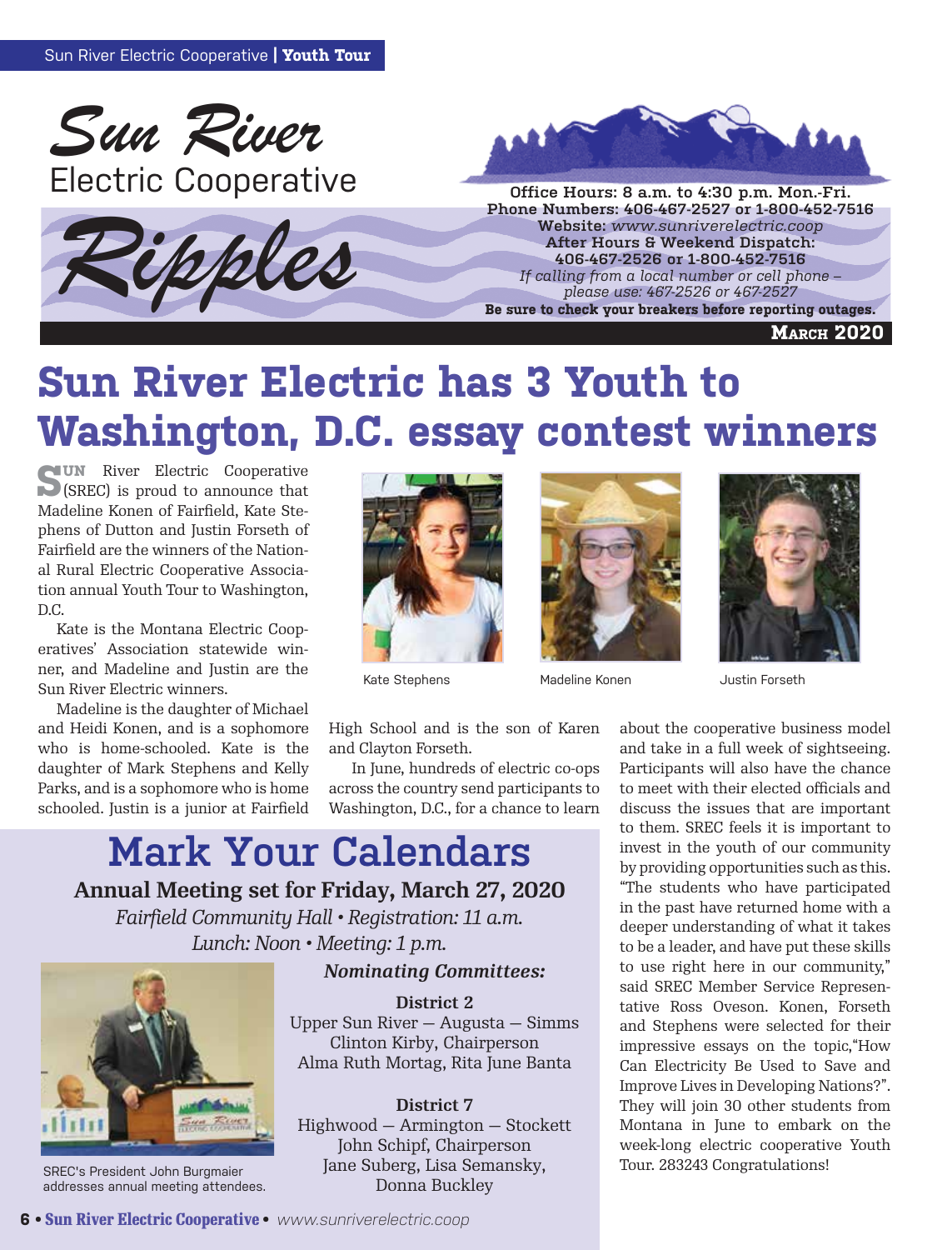# Sun River Electric Cooperative

# Ripples

**Office Hours: 8 a.m. to 4:30 p.m. Mon.-Fri.**
**Phone Numbers: 406-467-2527 or 1-800-452-7516**
**Website:** *www.sunriverelectric.coop*
**After Hours & Weekend Dispatch:**
**406-467-2526 or 1-800-452-7516**
*If calling from a local number or cell phone – please use: 467-2526 or 467-2527*
**Be sure to check your breakers before reporting outages.**

**March 2020**

# Sun River Electric has 3 Youth to Washington, D.C. essay contest winners

SUN River Electric Cooperative (SREC) is proud to announce that Madeline Konen of Fairfield, Kate Stephens of Dutton and Justin Forseth of Fairfield are the winners of the National Rural Electric Cooperative Association annual Youth Tour to Washington, D.C.

Kate is the Montana Electric Cooperatives' Association statewide winner, and Madeline and Justin are the Sun River Electric winners.

Madeline is the daughter of Michael and Heidi Konen, and is a sophomore who is home-schooled. Kate is the daughter of Mark Stephens and Kelly Parks, and is a sophomore who is home schooled. Justin is a junior at Fairfield High School and is the son of Karen and Clayton Forseth.

Kate Stephens

Madeline Konen

Justin Forseth

In June, hundreds of electric co-ops across the country send participants to Washington, D.C., for a chance to learn about the cooperative business model and take in a full week of sightseeing. Participants will also have the chance to meet with their elected officials and discuss the issues that are important to them. SREC feels it is important to invest in the youth of our community by providing opportunities such as this. "The students who have participated in the past have returned home with a deeper understanding of what it takes to be a leader, and have put these skills to use right here in our community," said SREC Member Service Representative Ross Oveson. Konen, Forseth and Stephens were selected for their impressive essays on the topic,"How Can Electricity Be Used to Save and Improve Lives in Developing Nations?". They will join 30 other students from Montana in June to embark on the week-long electric cooperative Youth Tour. 283243 Congratulations!

## Mark Your Calendars

**Annual Meeting set for Friday, March 27, 2020**

*Fairfield Community Hall • Registration: 11 a.m.*
*Lunch: Noon • Meeting: 1 p.m.*

SREC's President John Burgmaier addresses annual meeting attendees.

***Nominating Committees:***

**District 2**
Upper Sun River — Augusta — Simms
Clinton Kirby, Chairperson
Alma Ruth Mortag, Rita June Banta

**District 7**
Highwood — Armington — Stockett
John Schipf, Chairperson
Jane Suberg, Lisa Semansky, Donna Buckley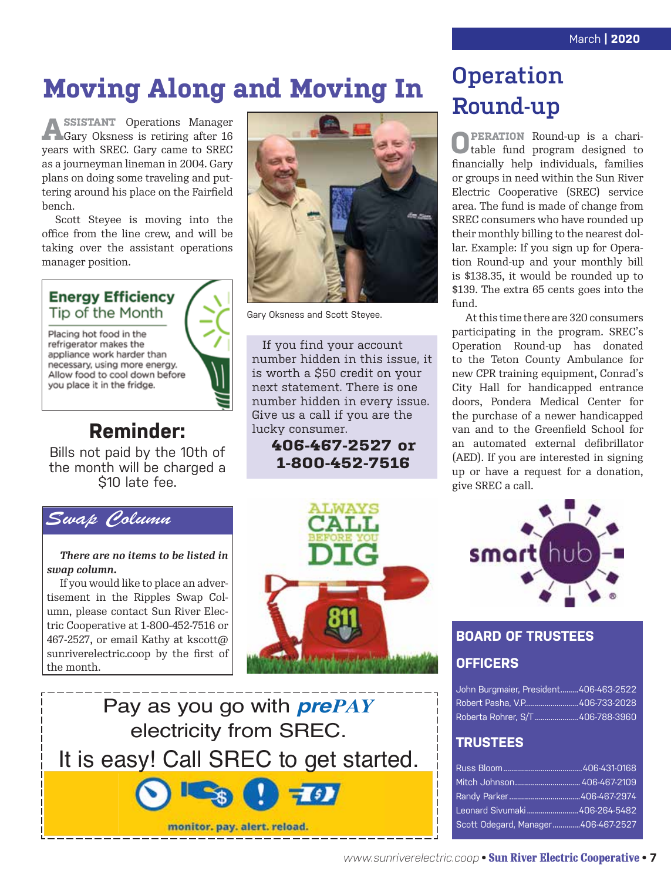# Moving Along and Moving In

ASSISTANT Operations Manager Gary Oksness is retiring after 16 years with SREC. Gary came to SREC as a journeyman lineman in 2004. Gary plans on doing some traveling and puttering around his place on the Fairfield bench.

Scott Steyee is moving into the office from the line crew, and will be taking over the assistant operations manager position.

Gary Oksness and Scott Steyee.

## Energy Efficiency Tip of the Month

Placing hot food in the refrigerator makes the appliance work harder than necessary, using more energy. Allow food to cool down before you place it in the fridge.

## Reminder:

Bills not paid by the 10th of the month will be charged a $10 late fee.

If you find your account number hidden in this issue, it is worth a $50 credit on your next statement. There is one number hidden in every issue. Give us a call if you are the lucky consumer.

**406-467-2527 or 1-800-452-7516**

## Swap Column

***There are no items to be listed in swap column.***

If you would like to place an advertisement in the Ripples Swap Column, please contact Sun River Electric Cooperative at 1-800-452-7516 or 467-2527, or email Kathy at kscott@sunriverelectric.coop by the first of the month.

ALWAYS CALL BEFORE YOU DIG

811

Pay as you go with ***prePAY*** electricity from SREC.

It is easy! Call SREC to get started.

monitor. pay. alert. reload.

# Operation Round-up

OPERATION Round-up is a charitable fund program designed to financially help individuals, families or groups in need within the Sun River Electric Cooperative (SREC) service area. The fund is made of change from SREC consumers who have rounded up their monthly billing to the nearest dollar. Example: If you sign up for Operation Round-up and your monthly bill is $138.35, it would be rounded up to $139. The extra 65 cents goes into the fund.

At this time there are 320 consumers participating in the program. SREC's Operation Round-up has donated to the Teton County Ambulance for new CPR training equipment, Conrad's City Hall for handicapped entrance doors, Pondera Medical Center for the purchase of a newer handicapped van and to the Greenfield School for an automated external defibrillator (AED). If you are interested in signing up or have a request for a donation, give SREC a call.

smart hub

## BOARD OF TRUSTEES

### OFFICERS

John Burgmaier, President......... 406-463-2522
Robert Pasha, V.P. ......................... 406-733-2028
Roberta Rohrer, S/T ..................... 406-788-3960

### TRUSTEES

Russ Bloom ....................................... 406-431-0168
Mitch Johnson ................................ 406-467-2109
Randy Parker .................................. 406-467-2974
Leonard Sivumaki ......................... 406-264-5482
Scott Odegard, Manager............. 406-467-2527